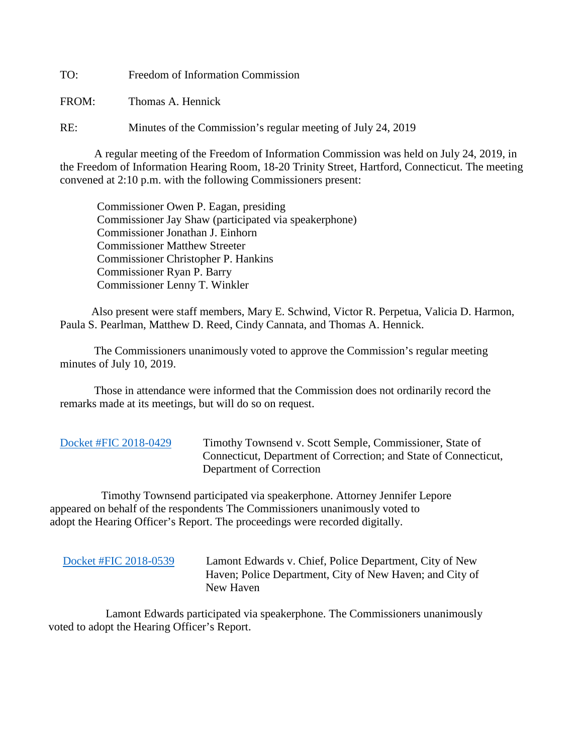TO: Freedom of Information Commission

FROM: Thomas A. Hennick

RE: Minutes of the Commission's regular meeting of July 24, 2019

A regular meeting of the Freedom of Information Commission was held on July 24, 2019, in the Freedom of Information Hearing Room, 18-20 Trinity Street, Hartford, Connecticut. The meeting convened at 2:10 p.m. with the following Commissioners present:

Commissioner Owen P. Eagan, presiding
Commissioner Jay Shaw (participated via speakerphone)
Commissioner Jonathan J. Einhorn
Commissioner Matthew Streeter
Commissioner Christopher P. Hankins
Commissioner Ryan P. Barry
Commissioner Lenny T. Winkler

Also present were staff members, Mary E. Schwind, Victor R. Perpetua, Valicia D. Harmon, Paula S. Pearlman, Matthew D. Reed, Cindy Cannata, and Thomas A. Hennick.

The Commissioners unanimously voted to approve the Commission's regular meeting minutes of July 10, 2019.

Those in attendance were informed that the Commission does not ordinarily record the remarks made at its meetings, but will do so on request.

Docket #FIC 2018-0429 Timothy Townsend v. Scott Semple, Commissioner, State of Connecticut, Department of Correction; and State of Connecticut, Department of Correction

Timothy Townsend participated via speakerphone. Attorney Jennifer Lepore appeared on behalf of the respondents The Commissioners unanimously voted to adopt the Hearing Officer's Report. The proceedings were recorded digitally.

Docket #FIC 2018-0539 Lamont Edwards v. Chief, Police Department, City of New Haven; Police Department, City of New Haven; and City of New Haven

Lamont Edwards participated via speakerphone. The Commissioners unanimously voted to adopt the Hearing Officer's Report.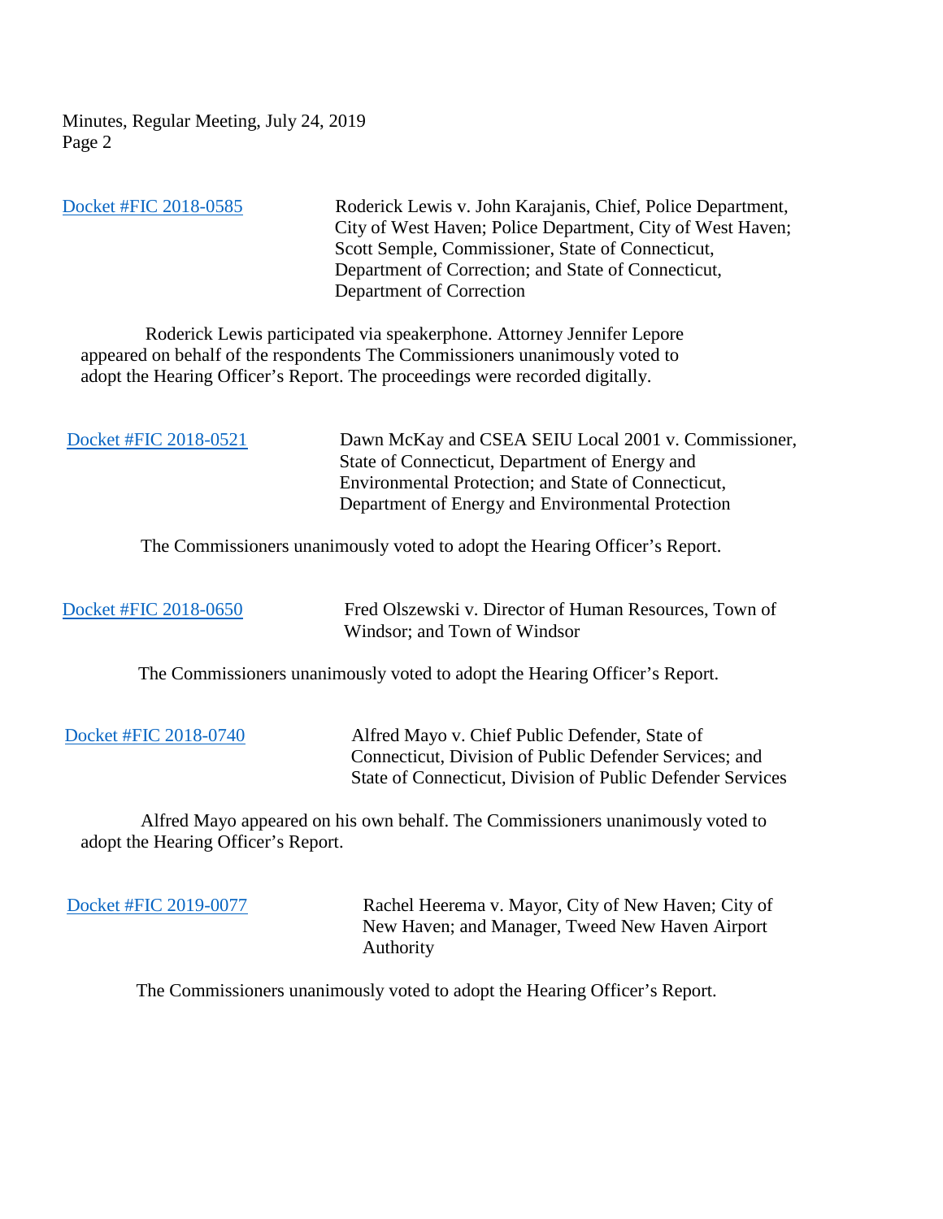Docket #FIC 2018-0585 — Roderick Lewis v. John Karajanis, Chief, Police Department, City of West Haven; Police Department, City of West Haven; Scott Semple, Commissioner, State of Connecticut, Department of Correction; and State of Connecticut, Department of Correction

Roderick Lewis participated via speakerphone. Attorney Jennifer Lepore appeared on behalf of the respondents The Commissioners unanimously voted to adopt the Hearing Officer's Report. The proceedings were recorded digitally.

Docket #FIC 2018-0521 — Dawn McKay and CSEA SEIU Local 2001 v. Commissioner, State of Connecticut, Department of Energy and Environmental Protection; and State of Connecticut, Department of Energy and Environmental Protection

The Commissioners unanimously voted to adopt the Hearing Officer's Report.

Docket #FIC 2018-0650 — Fred Olszewski v. Director of Human Resources, Town of Windsor; and Town of Windsor

The Commissioners unanimously voted to adopt the Hearing Officer's Report.

Docket #FIC 2018-0740 — Alfred Mayo v. Chief Public Defender, State of Connecticut, Division of Public Defender Services; and State of Connecticut, Division of Public Defender Services

Alfred Mayo appeared on his own behalf. The Commissioners unanimously voted to adopt the Hearing Officer's Report.

Docket #FIC 2019-0077 — Rachel Heerema v. Mayor, City of New Haven; City of New Haven; and Manager, Tweed New Haven Airport Authority

The Commissioners unanimously voted to adopt the Hearing Officer's Report.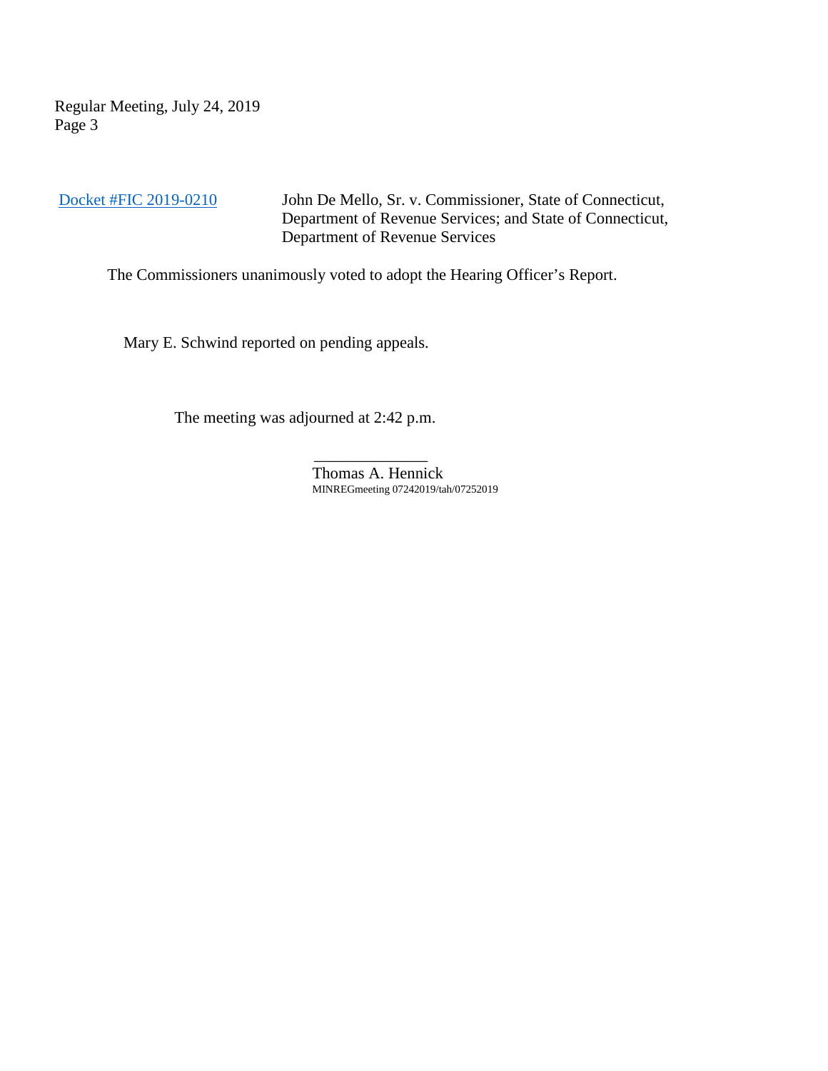Docket #FIC 2019-0210 John De Mello, Sr. v. Commissioner, State of Connecticut, Department of Revenue Services; and State of Connecticut, Department of Revenue Services

The Commissioners unanimously voted to adopt the Hearing Officer's Report.

Mary E. Schwind reported on pending appeals.

The meeting was adjourned at 2:42 p.m.

______________

Thomas A. Hennick

MINREGmeeting 07242019/tah/07252019